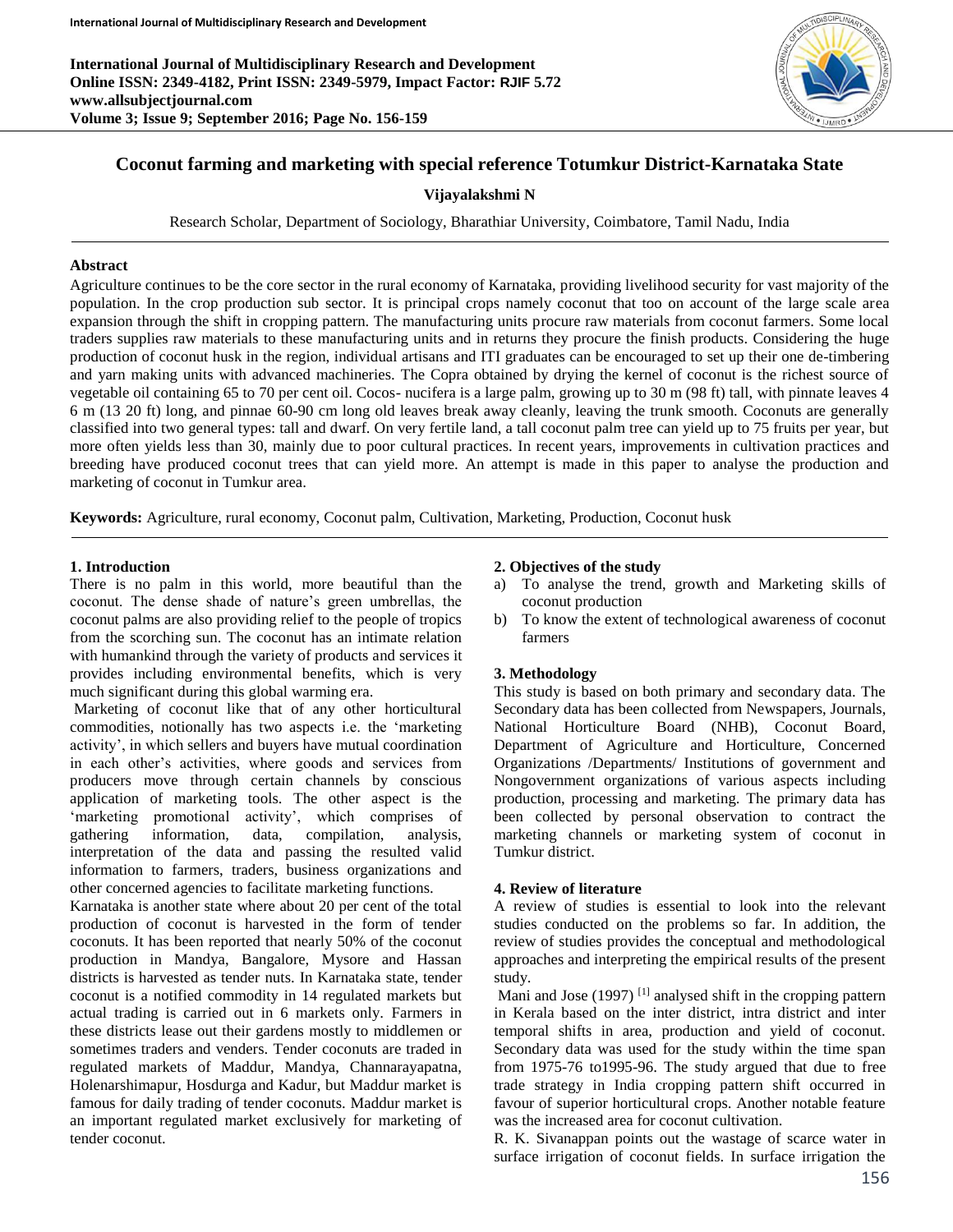# Coconut farming and marketing with special reference Totumkur District-Karnataka State

**Vijayalakshmi N**

Research Scholar, Department of Sociology, Bharathiar University, Coimbatore, Tamil Nadu, India

## Abstract

Agriculture continues to be the core sector in the rural economy of Karnataka, providing livelihood security for vast majority of the population. In the crop production sub sector. It is principal crops namely coconut that too on account of the large scale area expansion through the shift in cropping pattern. The manufacturing units procure raw materials from coconut farmers. Some local traders supplies raw materials to these manufacturing units and in returns they procure the finish products. Considering the huge production of coconut husk in the region, individual artisans and ITI graduates can be encouraged to set up their one de-timbering and yarn making units with advanced machineries. The Copra obtained by drying the kernel of coconut is the richest source of vegetable oil containing 65 to 70 per cent oil. Cocos- nucifera is a large palm, growing up to 30 m (98 ft) tall, with pinnate leaves 4 6 m (13 20 ft) long, and pinnae 60-90 cm long old leaves break away cleanly, leaving the trunk smooth. Coconuts are generally classified into two general types: tall and dwarf. On very fertile land, a tall coconut palm tree can yield up to 75 fruits per year, but more often yields less than 30, mainly due to poor cultural practices. In recent years, improvements in cultivation practices and breeding have produced coconut trees that can yield more. An attempt is made in this paper to analyse the production and marketing of coconut in Tumkur area.

**Keywords:** Agriculture, rural economy, Coconut palm, Cultivation, Marketing, Production, Coconut husk

## 1. Introduction

There is no palm in this world, more beautiful than the coconut. The dense shade of nature's green umbrellas, the coconut palms are also providing relief to the people of tropics from the scorching sun. The coconut has an intimate relation with humankind through the variety of products and services it provides including environmental benefits, which is very much significant during this global warming era.

Marketing of coconut like that of any other horticultural commodities, notionally has two aspects i.e. the 'marketing activity', in which sellers and buyers have mutual coordination in each other's activities, where goods and services from producers move through certain channels by conscious application of marketing tools. The other aspect is the 'marketing promotional activity', which comprises of gathering information, data, compilation, analysis, interpretation of the data and passing the resulted valid information to farmers, traders, business organizations and other concerned agencies to facilitate marketing functions.

Karnataka is another state where about 20 per cent of the total production of coconut is harvested in the form of tender coconuts. It has been reported that nearly 50% of the coconut production in Mandya, Bangalore, Mysore and Hassan districts is harvested as tender nuts. In Karnataka state, tender coconut is a notified commodity in 14 regulated markets but actual trading is carried out in 6 markets only. Farmers in these districts lease out their gardens mostly to middlemen or sometimes traders and venders. Tender coconuts are traded in regulated markets of Maddur, Mandya, Channarayapatna, Holenarshimapur, Hosdurga and Kadur, but Maddur market is famous for daily trading of tender coconuts. Maddur market is an important regulated market exclusively for marketing of tender coconut.

## 2. Objectives of the study

a) To analyse the trend, growth and Marketing skills of coconut production
b) To know the extent of technological awareness of coconut farmers

## 3. Methodology

This study is based on both primary and secondary data. The Secondary data has been collected from Newspapers, Journals, National Horticulture Board (NHB), Coconut Board, Department of Agriculture and Horticulture, Concerned Organizations /Departments/ Institutions of government and Nongovernment organizations of various aspects including production, processing and marketing. The primary data has been collected by personal observation to contract the marketing channels or marketing system of coconut in Tumkur district.

## 4. Review of literature

A review of studies is essential to look into the relevant studies conducted on the problems so far. In addition, the review of studies provides the conceptual and methodological approaches and interpreting the empirical results of the present study.

Mani and Jose (1997) [1] analysed shift in the cropping pattern in Kerala based on the inter district, intra district and inter temporal shifts in area, production and yield of coconut. Secondary data was used for the study within the time span from 1975-76 to1995-96. The study argued that due to free trade strategy in India cropping pattern shift occurred in favour of superior horticultural crops. Another notable feature was the increased area for coconut cultivation.

R. K. Sivanappan points out the wastage of scarce water in surface irrigation of coconut fields. In surface irrigation the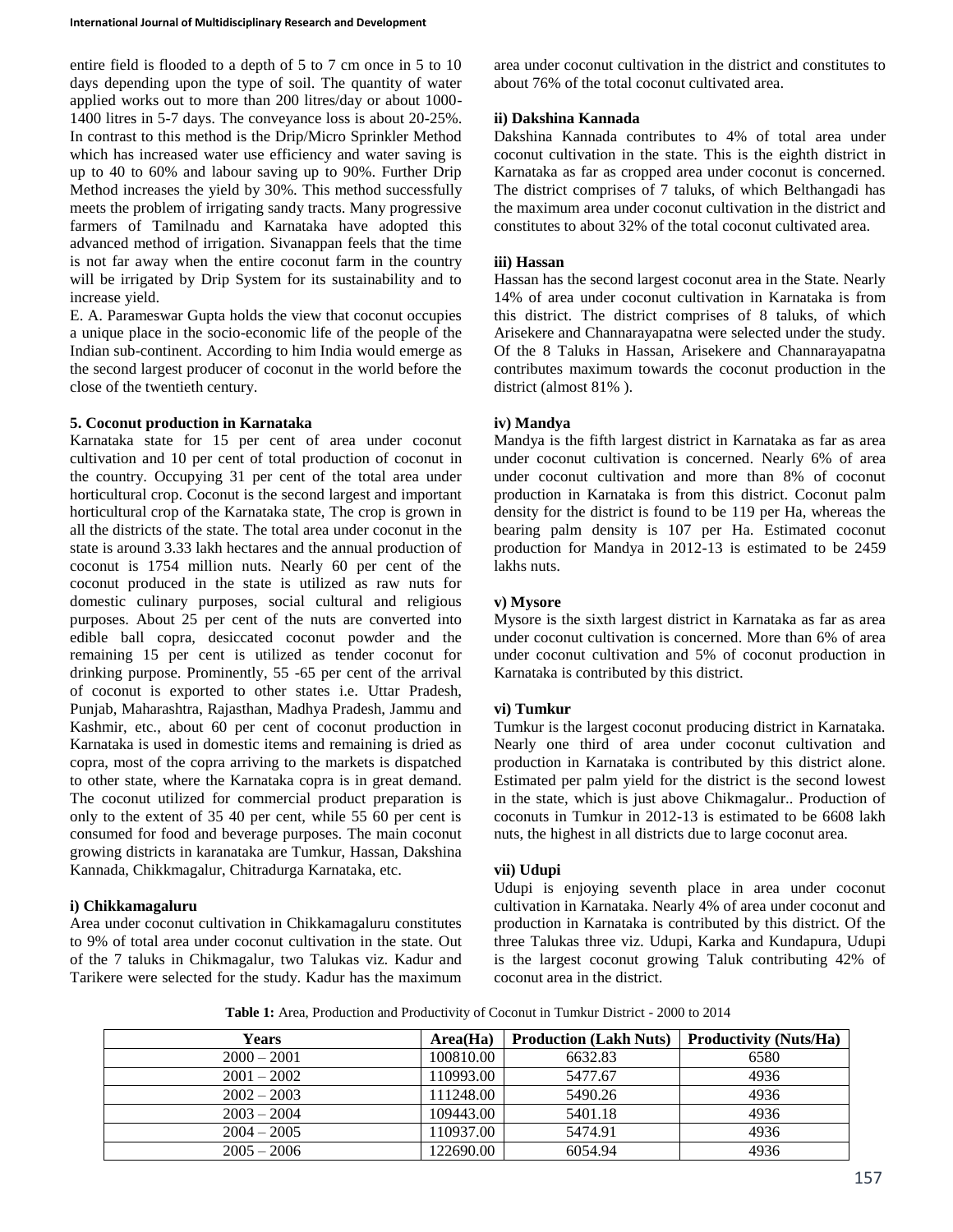entire field is flooded to a depth of 5 to 7 cm once in 5 to 10 days depending upon the type of soil. The quantity of water applied works out to more than 200 litres/day or about 1000-1400 litres in 5-7 days. The conveyance loss is about 20-25%. In contrast to this method is the Drip/Micro Sprinkler Method which has increased water use efficiency and water saving is up to 40 to 60% and labour saving up to 90%. Further Drip Method increases the yield by 30%. This method successfully meets the problem of irrigating sandy tracts. Many progressive farmers of Tamilnadu and Karnataka have adopted this advanced method of irrigation. Sivanappan feels that the time is not far away when the entire coconut farm in the country will be irrigated by Drip System for its sustainability and to increase yield.

E. A. Parameswar Gupta holds the view that coconut occupies a unique place in the socio-economic life of the people of the Indian sub-continent. According to him India would emerge as the second largest producer of coconut in the world before the close of the twentieth century.

#### 5. Coconut production in Karnataka

Karnataka state for 15 per cent of area under coconut cultivation and 10 per cent of total production of coconut in the country. Occupying 31 per cent of the total area under horticultural crop. Coconut is the second largest and important horticultural crop of the Karnataka state, The crop is grown in all the districts of the state. The total area under coconut in the state is around 3.33 lakh hectares and the annual production of coconut is 1754 million nuts. Nearly 60 per cent of the coconut produced in the state is utilized as raw nuts for domestic culinary purposes, social cultural and religious purposes. About 25 per cent of the nuts are converted into edible ball copra, desiccated coconut powder and the remaining 15 per cent is utilized as tender coconut for drinking purpose. Prominently, 55 -65 per cent of the arrival of coconut is exported to other states i.e. Uttar Pradesh, Punjab, Maharashtra, Rajasthan, Madhya Pradesh, Jammu and Kashmir, etc., about 60 per cent of coconut production in Karnataka is used in domestic items and remaining is dried as copra, most of the copra arriving to the markets is dispatched to other state, where the Karnataka copra is in great demand. The coconut utilized for commercial product preparation is only to the extent of 35 40 per cent, while 55 60 per cent is consumed for food and beverage purposes. The main coconut growing districts in karanataka are Tumkur, Hassan, Dakshina Kannada, Chikkmagalur, Chitradurga Karnataka, etc.

**i) Chikkamagaluru**

Area under coconut cultivation in Chikkamagaluru constitutes to 9% of total area under coconut cultivation in the state. Out of the 7 taluks in Chikmagalur, two Talukas viz. Kadur and Tarikere were selected for the study. Kadur has the maximum area under coconut cultivation in the district and constitutes to about 76% of the total coconut cultivated area.

**ii) Dakshina Kannada**

Dakshina Kannada contributes to 4% of total area under coconut cultivation in the state. This is the eighth district in Karnataka as far as cropped area under coconut is concerned. The district comprises of 7 taluks, of which Belthangadi has the maximum area under coconut cultivation in the district and constitutes to about 32% of the total coconut cultivated area.

**iii) Hassan**

Hassan has the second largest coconut area in the State. Nearly 14% of area under coconut cultivation in Karnataka is from this district. The district comprises of 8 taluks, of which Arisekere and Channarayapatna were selected under the study. Of the 8 Taluks in Hassan, Arisekere and Channarayapatna contributes maximum towards the coconut production in the district (almost 81% ).

**iv) Mandya**

Mandya is the fifth largest district in Karnataka as far as area under coconut cultivation is concerned. Nearly 6% of area under coconut cultivation and more than 8% of coconut production in Karnataka is from this district. Coconut palm density for the district is found to be 119 per Ha, whereas the bearing palm density is 107 per Ha. Estimated coconut production for Mandya in 2012-13 is estimated to be 2459 lakhs nuts.

**v) Mysore**

Mysore is the sixth largest district in Karnataka as far as area under coconut cultivation is concerned. More than 6% of area under coconut cultivation and 5% of coconut production in Karnataka is contributed by this district.

**vi) Tumkur**

Tumkur is the largest coconut producing district in Karnataka. Nearly one third of area under coconut cultivation and production in Karnataka is contributed by this district alone. Estimated per palm yield for the district is the second lowest in the state, which is just above Chikmagalur.. Production of coconuts in Tumkur in 2012-13 is estimated to be 6608 lakh nuts, the highest in all districts due to large coconut area.

**vii) Udupi**

Udupi is enjoying seventh place in area under coconut cultivation in Karnataka. Nearly 4% of area under coconut and production in Karnataka is contributed by this district. Of the three Talukas three viz. Udupi, Karka and Kundapura, Udupi is the largest coconut growing Taluk contributing 42% of coconut area in the district.

**Table 1:** Area, Production and Productivity of Coconut in Tumkur District - 2000 to 2014

| Years | Area(Ha) | Production (Lakh Nuts) | Productivity (Nuts/Ha) |
|---|---|---|---|
| 2000 – 2001 | 100810.00 | 6632.83 | 6580 |
| 2001 – 2002 | 110993.00 | 5477.67 | 4936 |
| 2002 – 2003 | 111248.00 | 5490.26 | 4936 |
| 2003 – 2004 | 109443.00 | 5401.18 | 4936 |
| 2004 – 2005 | 110937.00 | 5474.91 | 4936 |
| 2005 – 2006 | 122690.00 | 6054.94 | 4936 |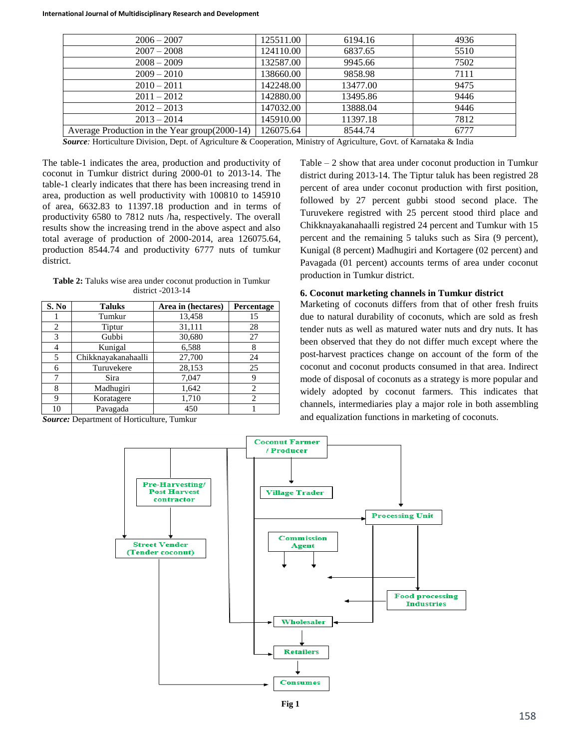| 2006 – 2007 | 125511.00 | 6194.16 | 4936 |
|---|---|---|---|
| 2007 – 2008 | 124110.00 | 6837.65 | 5510 |
| 2008 – 2009 | 132587.00 | 9945.66 | 7502 |
| 2009 – 2010 | 138660.00 | 9858.98 | 7111 |
| 2010 – 2011 | 142248.00 | 13477.00 | 9475 |
| 2011 – 2012 | 142880.00 | 13495.86 | 9446 |
| 2012 – 2013 | 147032.00 | 13888.04 | 9446 |
| 2013 – 2014 | 145910.00 | 11397.18 | 7812 |
| Average Production in the Year group(2000-14) | 126075.64 | 8544.74 | 6777 |

***Source:*** Horticulture Division, Dept. of Agriculture & Cooperation, Ministry of Agriculture, Govt. of Karnataka & India

The table-1 indicates the area, production and productivity of coconut in Tumkur district during 2000-01 to 2013-14. The table-1 clearly indicates that there has been increasing trend in area, production as well productivity with 100810 to 145910 of area, 6632.83 to 11397.18 production and in terms of productivity 6580 to 7812 nuts /ha, respectively. The overall results show the increasing trend in the above aspect and also total average of production of 2000-2014, area 126075.64, production 8544.74 and productivity 6777 nuts of tumkur district.

**Table 2:** Taluks wise area under coconut production in Tumkur district -2013-14

| S. No | Taluks | Area in (hectares) | Percentage |
|---|---|---|---|
| 1 | Tumkur | 13,458 | 15 |
| 2 | Tiptur | 31,111 | 28 |
| 3 | Gubbi | 30,680 | 27 |
| 4 | Kunigal | 6,588 | 8 |
| 5 | Chikknayakanahaalli | 27,700 | 24 |
| 6 | Turuvekere | 28,153 | 25 |
| 7 | Sira | 7,047 | 9 |
| 8 | Madhugiri | 1,642 | 2 |
| 9 | Koratagere | 1,710 | 2 |
| 10 | Pavagada | 450 | 1 |

***Source:*** Department of Horticulture, Tumkur

Table – 2 show that area under coconut production in Tumkur district during 2013-14. The Tiptur taluk has been registred 28 percent of area under coconut production with first position, followed by 27 percent gubbi stood second place. The Turuvekere registrid with 25 percent stood third place and Chikknayakanahaalli registred 24 percent and Tumkur with 15 percent and the remaining 5 taluks such as Sira (9 percent), Kunigal (8 percent) Madhugiri and Kortagere (02 percent) and Pavagada (01 percent) accounts terms of area under coconut production in Tumkur district.

### 6. Coconut marketing channels in Tumkur district

Marketing of coconuts differs from that of other fresh fruits due to natural durability of coconuts, which are sold as fresh tender nuts as well as matured water nuts and dry nuts. It has been observed that they do not differ much except where the post-harvest practices change on account of the form of the coconut and coconut products consumed in that area. Indirect mode of disposal of coconuts as a strategy is more popular and widely adopted by coconut farmers. This indicates that channels, intermediaries play a major role in both assembling and equalization functions in marketing of coconuts.

Coconut Farmer / Producer

Pre-Harvesting/ Post Harvest contractor

Village Trader

Processing Unit

Street Vender (Tender coconut)

Commission Agent

Food processing Industries

Wholesaler

Retailers

Consumes

**Fig 1**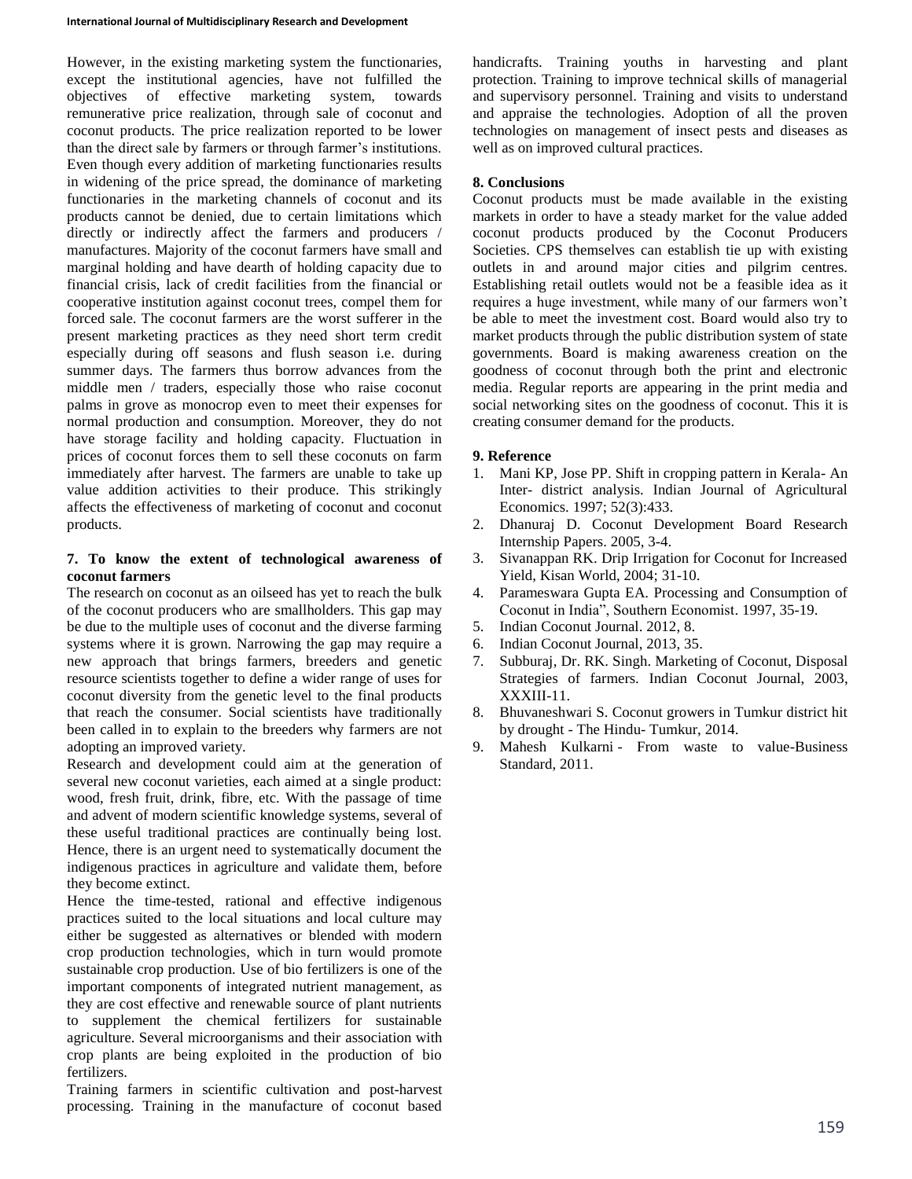However, in the existing marketing system the functionaries, except the institutional agencies, have not fulfilled the objectives of effective marketing system, towards remunerative price realization, through sale of coconut and coconut products. The price realization reported to be lower than the direct sale by farmers or through farmer's institutions. Even though every addition of marketing functionaries results in widening of the price spread, the dominance of marketing functionaries in the marketing channels of coconut and its products cannot be denied, due to certain limitations which directly or indirectly affect the farmers and producers / manufactures. Majority of the coconut farmers have small and marginal holding and have dearth of holding capacity due to financial crisis, lack of credit facilities from the financial or cooperative institution against coconut trees, compel them for forced sale. The coconut farmers are the worst sufferer in the present marketing practices as they need short term credit especially during off seasons and flush season i.e. during summer days. The farmers thus borrow advances from the middle men / traders, especially those who raise coconut palms in grove as monocrop even to meet their expenses for normal production and consumption. Moreover, they do not have storage facility and holding capacity. Fluctuation in prices of coconut forces them to sell these coconuts on farm immediately after harvest. The farmers are unable to take up value addition activities to their produce. This strikingly affects the effectiveness of marketing of coconut and coconut products.

### 7. To know the extent of technological awareness of coconut farmers

The research on coconut as an oilseed has yet to reach the bulk of the coconut producers who are smallholders. This gap may be due to the multiple uses of coconut and the diverse farming systems where it is grown. Narrowing the gap may require a new approach that brings farmers, breeders and genetic resource scientists together to define a wider range of uses for coconut diversity from the genetic level to the final products that reach the consumer. Social scientists have traditionally been called in to explain to the breeders why farmers are not adopting an improved variety.

Research and development could aim at the generation of several new coconut varieties, each aimed at a single product: wood, fresh fruit, drink, fibre, etc. With the passage of time and advent of modern scientific knowledge systems, several of these useful traditional practices are continually being lost. Hence, there is an urgent need to systematically document the indigenous practices in agriculture and validate them, before they become extinct.

Hence the time-tested, rational and effective indigenous practices suited to the local situations and local culture may either be suggested as alternatives or blended with modern crop production technologies, which in turn would promote sustainable crop production. Use of bio fertilizers is one of the important components of integrated nutrient management, as they are cost effective and renewable source of plant nutrients to supplement the chemical fertilizers for sustainable agriculture. Several microorganisms and their association with crop plants are being exploited in the production of bio fertilizers.

Training farmers in scientific cultivation and post-harvest processing. Training in the manufacture of coconut based handicrafts. Training youths in harvesting and plant protection. Training to improve technical skills of managerial and supervisory personnel. Training and visits to understand and appraise the technologies. Adoption of all the proven technologies on management of insect pests and diseases as well as on improved cultural practices.

## 8. Conclusions

Coconut products must be made available in the existing markets in order to have a steady market for the value added coconut products produced by the Coconut Producers Societies. CPS themselves can establish tie up with existing outlets in and around major cities and pilgrim centres. Establishing retail outlets would not be a feasible idea as it requires a huge investment, while many of our farmers won't be able to meet the investment cost. Board would also try to market products through the public distribution system of state governments. Board is making awareness creation on the goodness of coconut through both the print and electronic media. Regular reports are appearing in the print media and social networking sites on the goodness of coconut. This it is creating consumer demand for the products.

## 9. Reference

1. Mani KP, Jose PP. Shift in cropping pattern in Kerala- An Inter- district analysis. Indian Journal of Agricultural Economics. 1997; 52(3):433.
2. Dhanuraj D. Coconut Development Board Research Internship Papers. 2005, 3-4.
3. Sivanappan RK. Drip Irrigation for Coconut for Increased Yield, Kisan World, 2004; 31-10.
4. Parameswara Gupta EA. Processing and Consumption of Coconut in India", Southern Economist. 1997, 35-19.
5. Indian Coconut Journal. 2012, 8.
6. Indian Coconut Journal, 2013, 35.
7. Subburaj, Dr. RK. Singh. Marketing of Coconut, Disposal Strategies of farmers. Indian Coconut Journal, 2003, XXXIII-11.
8. Bhuvaneshwari S. Coconut growers in Tumkur district hit by drought - The Hindu- Tumkur, 2014.
9. Mahesh Kulkarni - From waste to value-Business Standard, 2011.